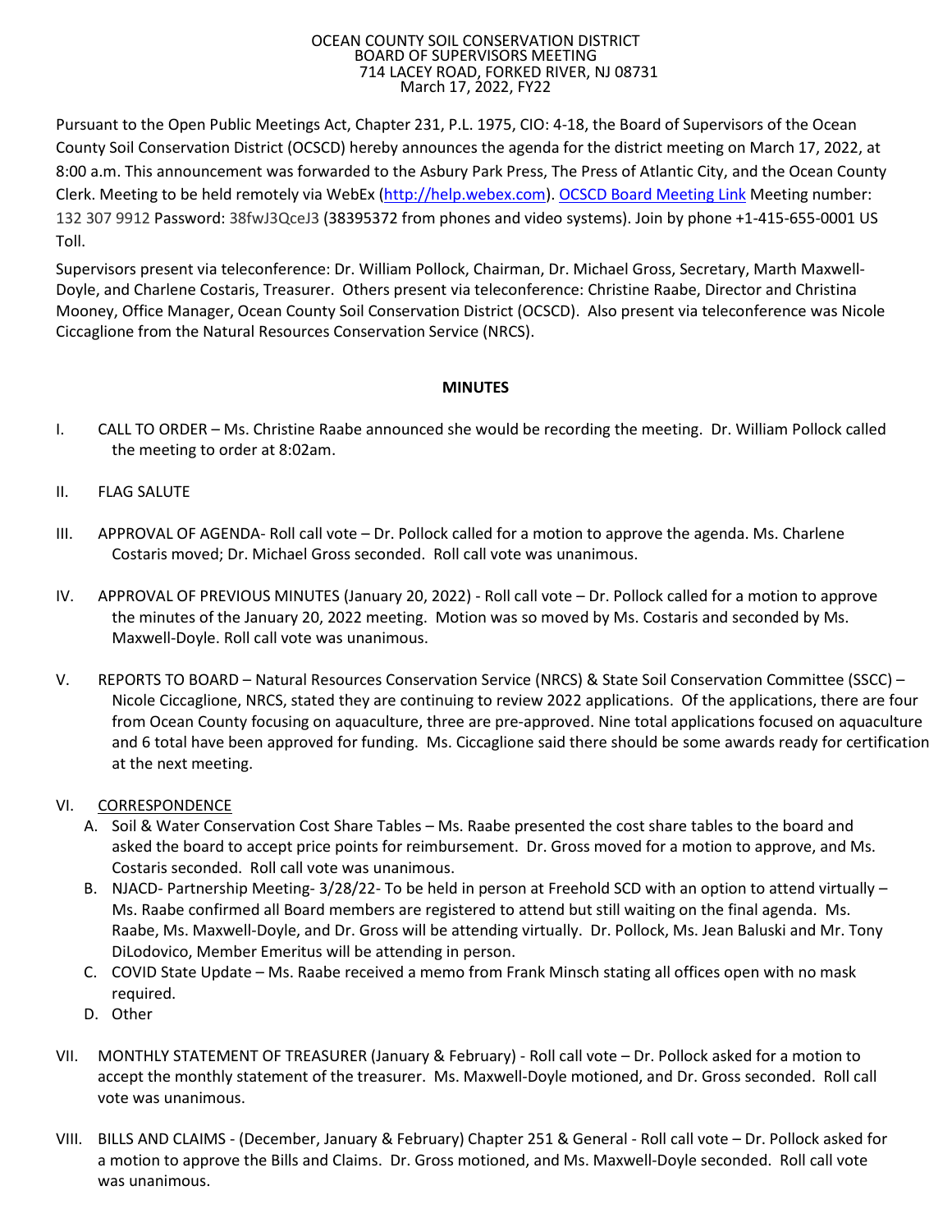OCEAN COUNTY SOIL CONSERVATION DISTRICT
BOARD OF SUPERVISORS MEETING
714 LACEY ROAD, FORKED RIVER, NJ 08731
March 17, 2022, FY22

Pursuant to the Open Public Meetings Act, Chapter 231, P.L. 1975, CIO: 4-18, the Board of Supervisors of the Ocean County Soil Conservation District (OCSCD) hereby announces the agenda for the district meeting on March 17, 2022, at 8:00 a.m. This announcement was forwarded to the Asbury Park Press, The Press of Atlantic City, and the Ocean County Clerk. Meeting to be held remotely via WebEx (http://help.webex.com). OCSCD Board Meeting Link Meeting number: 132 307 9912 Password: 38fwJ3QceJ3 (38395372 from phones and video systems). Join by phone +1-415-655-0001 US Toll.

Supervisors present via teleconference: Dr. William Pollock, Chairman, Dr. Michael Gross, Secretary, Marth Maxwell-Doyle, and Charlene Costaris, Treasurer. Others present via teleconference: Christine Raabe, Director and Christina Mooney, Office Manager, Ocean County Soil Conservation District (OCSCD). Also present via teleconference was Nicole Ciccaglione from the Natural Resources Conservation Service (NRCS).

**MINUTES**

I. CALL TO ORDER – Ms. Christine Raabe announced she would be recording the meeting. Dr. William Pollock called the meeting to order at 8:02am.

II. FLAG SALUTE

III. APPROVAL OF AGENDA- Roll call vote – Dr. Pollock called for a motion to approve the agenda. Ms. Charlene Costaris moved; Dr. Michael Gross seconded. Roll call vote was unanimous.

IV. APPROVAL OF PREVIOUS MINUTES (January 20, 2022) - Roll call vote – Dr. Pollock called for a motion to approve the minutes of the January 20, 2022 meeting. Motion was so moved by Ms. Costaris and seconded by Ms. Maxwell-Doyle. Roll call vote was unanimous.

V. REPORTS TO BOARD – Natural Resources Conservation Service (NRCS) & State Soil Conservation Committee (SSCC) – Nicole Ciccaglione, NRCS, stated they are continuing to review 2022 applications. Of the applications, there are four from Ocean County focusing on aquaculture, three are pre-approved. Nine total applications focused on aquaculture and 6 total have been approved for funding. Ms. Ciccaglione said there should be some awards ready for certification at the next meeting.

VI. CORRESPONDENCE

A. Soil & Water Conservation Cost Share Tables – Ms. Raabe presented the cost share tables to the board and asked the board to accept price points for reimbursement. Dr. Gross moved for a motion to approve, and Ms. Costaris seconded. Roll call vote was unanimous.

B. NJACD- Partnership Meeting- 3/28/22- To be held in person at Freehold SCD with an option to attend virtually – Ms. Raabe confirmed all Board members are registered to attend but still waiting on the final agenda. Ms. Raabe, Ms. Maxwell-Doyle, and Dr. Gross will be attending virtually. Dr. Pollock, Ms. Jean Baluski and Mr. Tony DiLodovico, Member Emeritus will be attending in person.

C. COVID State Update – Ms. Raabe received a memo from Frank Minsch stating all offices open with no mask required.

D. Other

VII. MONTHLY STATEMENT OF TREASURER (January & February) - Roll call vote – Dr. Pollock asked for a motion to accept the monthly statement of the treasurer. Ms. Maxwell-Doyle motioned, and Dr. Gross seconded. Roll call vote was unanimous.

VIII. BILLS AND CLAIMS - (December, January & February) Chapter 251 & General - Roll call vote – Dr. Pollock asked for a motion to approve the Bills and Claims. Dr. Gross motioned, and Ms. Maxwell-Doyle seconded. Roll call vote was unanimous.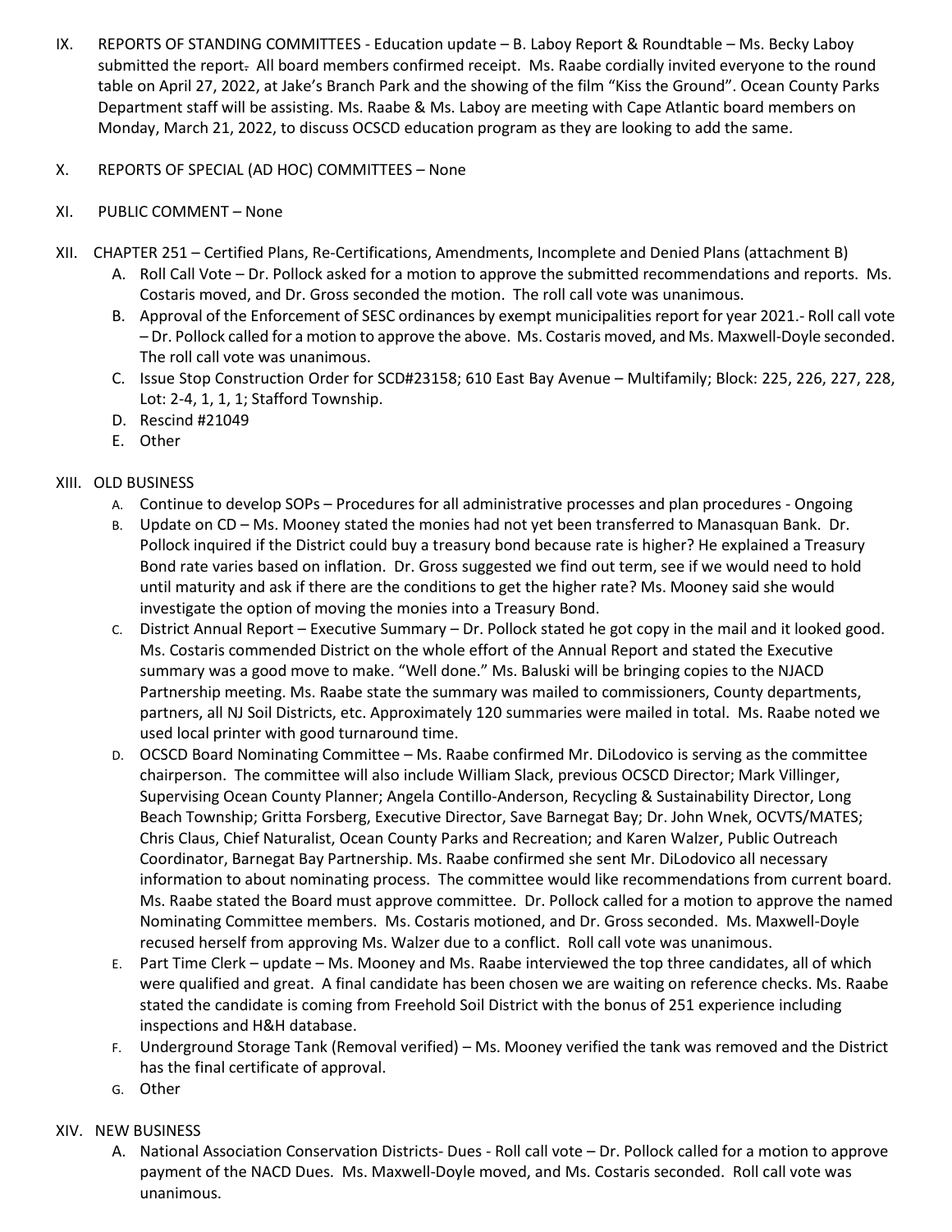IX. REPORTS OF STANDING COMMITTEES - Education update – B. Laboy Report & Roundtable – Ms. Becky Laboy submitted the report. All board members confirmed receipt. Ms. Raabe cordially invited everyone to the round table on April 27, 2022, at Jake's Branch Park and the showing of the film "Kiss the Ground". Ocean County Parks Department staff will be assisting. Ms. Raabe & Ms. Laboy are meeting with Cape Atlantic board members on Monday, March 21, 2022, to discuss OCSCD education program as they are looking to add the same.

X. REPORTS OF SPECIAL (AD HOC) COMMITTEES – None

XI. PUBLIC COMMENT – None

XII. CHAPTER 251 – Certified Plans, Re-Certifications, Amendments, Incomplete and Denied Plans (attachment B)

A. Roll Call Vote – Dr. Pollock asked for a motion to approve the submitted recommendations and reports. Ms. Costaris moved, and Dr. Gross seconded the motion. The roll call vote was unanimous.

B. Approval of the Enforcement of SESC ordinances by exempt municipalities report for year 2021.- Roll call vote – Dr. Pollock called for a motion to approve the above. Ms. Costaris moved, and Ms. Maxwell-Doyle seconded. The roll call vote was unanimous.

C. Issue Stop Construction Order for SCD#23158; 610 East Bay Avenue – Multifamily; Block: 225, 226, 227, 228, Lot: 2-4, 1, 1, 1; Stafford Township.

D. Rescind #21049

E. Other

XIII. OLD BUSINESS

A. Continue to develop SOPs – Procedures for all administrative processes and plan procedures - Ongoing

B. Update on CD – Ms. Mooney stated the monies had not yet been transferred to Manasquan Bank. Dr. Pollock inquired if the District could buy a treasury bond because rate is higher? He explained a Treasury Bond rate varies based on inflation. Dr. Gross suggested we find out term, see if we would need to hold until maturity and ask if there are the conditions to get the higher rate? Ms. Mooney said she would investigate the option of moving the monies into a Treasury Bond.

C. District Annual Report – Executive Summary – Dr. Pollock stated he got copy in the mail and it looked good. Ms. Costaris commended District on the whole effort of the Annual Report and stated the Executive summary was a good move to make. "Well done." Ms. Baluski will be bringing copies to the NJACD Partnership meeting. Ms. Raabe state the summary was mailed to commissioners, County departments, partners, all NJ Soil Districts, etc. Approximately 120 summaries were mailed in total. Ms. Raabe noted we used local printer with good turnaround time.

D. OCSCD Board Nominating Committee – Ms. Raabe confirmed Mr. DiLodovico is serving as the committee chairperson. The committee will also include William Slack, previous OCSCD Director; Mark Villinger, Supervising Ocean County Planner; Angela Contillo-Anderson, Recycling & Sustainability Director, Long Beach Township; Gritta Forsberg, Executive Director, Save Barnegat Bay; Dr. John Wnek, OCVTS/MATES; Chris Claus, Chief Naturalist, Ocean County Parks and Recreation; and Karen Walzer, Public Outreach Coordinator, Barnegat Bay Partnership. Ms. Raabe confirmed she sent Mr. DiLodovico all necessary information to about nominating process. The committee would like recommendations from current board. Ms. Raabe stated the Board must approve committee. Dr. Pollock called for a motion to approve the named Nominating Committee members. Ms. Costaris motioned, and Dr. Gross seconded. Ms. Maxwell-Doyle recused herself from approving Ms. Walzer due to a conflict. Roll call vote was unanimous.

E. Part Time Clerk – update – Ms. Mooney and Ms. Raabe interviewed the top three candidates, all of which were qualified and great. A final candidate has been chosen we are waiting on reference checks. Ms. Raabe stated the candidate is coming from Freehold Soil District with the bonus of 251 experience including inspections and H&H database.

F. Underground Storage Tank (Removal verified) – Ms. Mooney verified the tank was removed and the District has the final certificate of approval.

G. Other

XIV. NEW BUSINESS

A. National Association Conservation Districts- Dues - Roll call vote – Dr. Pollock called for a motion to approve payment of the NACD Dues. Ms. Maxwell-Doyle moved, and Ms. Costaris seconded. Roll call vote was unanimous.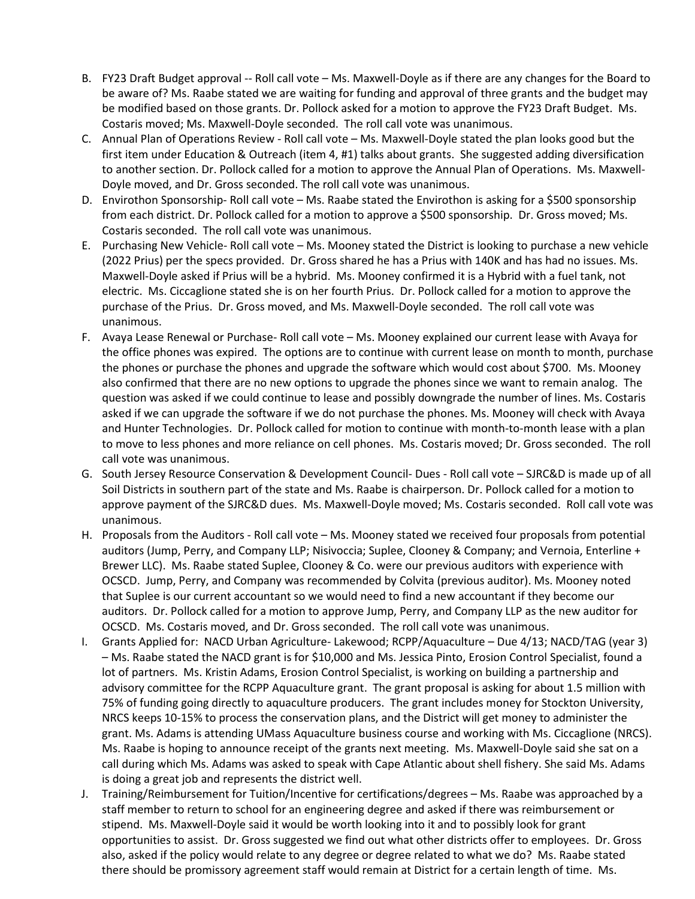B. FY23 Draft Budget approval -- Roll call vote – Ms. Maxwell-Doyle as if there are any changes for the Board to be aware of? Ms. Raabe stated we are waiting for funding and approval of three grants and the budget may be modified based on those grants. Dr. Pollock asked for a motion to approve the FY23 Draft Budget. Ms. Costaris moved; Ms. Maxwell-Doyle seconded. The roll call vote was unanimous.

C. Annual Plan of Operations Review - Roll call vote – Ms. Maxwell-Doyle stated the plan looks good but the first item under Education & Outreach (item 4, #1) talks about grants. She suggested adding diversification to another section. Dr. Pollock called for a motion to approve the Annual Plan of Operations. Ms. Maxwell-Doyle moved, and Dr. Gross seconded. The roll call vote was unanimous.

D. Envirothon Sponsorship- Roll call vote – Ms. Raabe stated the Envirothon is asking for a $500 sponsorship from each district. Dr. Pollock called for a motion to approve a $500 sponsorship. Dr. Gross moved; Ms. Costaris seconded. The roll call vote was unanimous.

E. Purchasing New Vehicle- Roll call vote – Ms. Mooney stated the District is looking to purchase a new vehicle (2022 Prius) per the specs provided. Dr. Gross shared he has a Prius with 140K and has had no issues. Ms. Maxwell-Doyle asked if Prius will be a hybrid. Ms. Mooney confirmed it is a Hybrid with a fuel tank, not electric. Ms. Ciccaglione stated she is on her fourth Prius. Dr. Pollock called for a motion to approve the purchase of the Prius. Dr. Gross moved, and Ms. Maxwell-Doyle seconded. The roll call vote was unanimous.

F. Avaya Lease Renewal or Purchase- Roll call vote – Ms. Mooney explained our current lease with Avaya for the office phones was expired. The options are to continue with current lease on month to month, purchase the phones or purchase the phones and upgrade the software which would cost about $700. Ms. Mooney also confirmed that there are no new options to upgrade the phones since we want to remain analog. The question was asked if we could continue to lease and possibly downgrade the number of lines. Ms. Costaris asked if we can upgrade the software if we do not purchase the phones. Ms. Mooney will check with Avaya and Hunter Technologies. Dr. Pollock called for motion to continue with month-to-month lease with a plan to move to less phones and more reliance on cell phones. Ms. Costaris moved; Dr. Gross seconded. The roll call vote was unanimous.

G. South Jersey Resource Conservation & Development Council- Dues - Roll call vote – SJRC&D is made up of all Soil Districts in southern part of the state and Ms. Raabe is chairperson. Dr. Pollock called for a motion to approve payment of the SJRC&D dues. Ms. Maxwell-Doyle moved; Ms. Costaris seconded. Roll call vote was unanimous.

H. Proposals from the Auditors - Roll call vote – Ms. Mooney stated we received four proposals from potential auditors (Jump, Perry, and Company LLP; Nisivoccia; Suplee, Clooney & Company; and Vernoia, Enterline + Brewer LLC). Ms. Raabe stated Suplee, Clooney & Co. were our previous auditors with experience with OCSCD. Jump, Perry, and Company was recommended by Colvita (previous auditor). Ms. Mooney noted that Suplee is our current accountant so we would need to find a new accountant if they become our auditors. Dr. Pollock called for a motion to approve Jump, Perry, and Company LLP as the new auditor for OCSCD. Ms. Costaris moved, and Dr. Gross seconded. The roll call vote was unanimous.

I. Grants Applied for: NACD Urban Agriculture- Lakewood; RCPP/Aquaculture – Due 4/13; NACD/TAG (year 3) – Ms. Raabe stated the NACD grant is for $10,000 and Ms. Jessica Pinto, Erosion Control Specialist, found a lot of partners. Ms. Kristin Adams, Erosion Control Specialist, is working on building a partnership and advisory committee for the RCPP Aquaculture grant. The grant proposal is asking for about 1.5 million with 75% of funding going directly to aquaculture producers. The grant includes money for Stockton University, NRCS keeps 10-15% to process the conservation plans, and the District will get money to administer the grant. Ms. Adams is attending UMass Aquaculture business course and working with Ms. Ciccaglione (NRCS). Ms. Raabe is hoping to announce receipt of the grants next meeting. Ms. Maxwell-Doyle said she sat on a call during which Ms. Adams was asked to speak with Cape Atlantic about shell fishery. She said Ms. Adams is doing a great job and represents the district well.

J. Training/Reimbursement for Tuition/Incentive for certifications/degrees – Ms. Raabe was approached by a staff member to return to school for an engineering degree and asked if there was reimbursement or stipend. Ms. Maxwell-Doyle said it would be worth looking into it and to possibly look for grant opportunities to assist. Dr. Gross suggested we find out what other districts offer to employees. Dr. Gross also, asked if the policy would relate to any degree or degree related to what we do? Ms. Raabe stated there should be promissory agreement staff would remain at District for a certain length of time. Ms.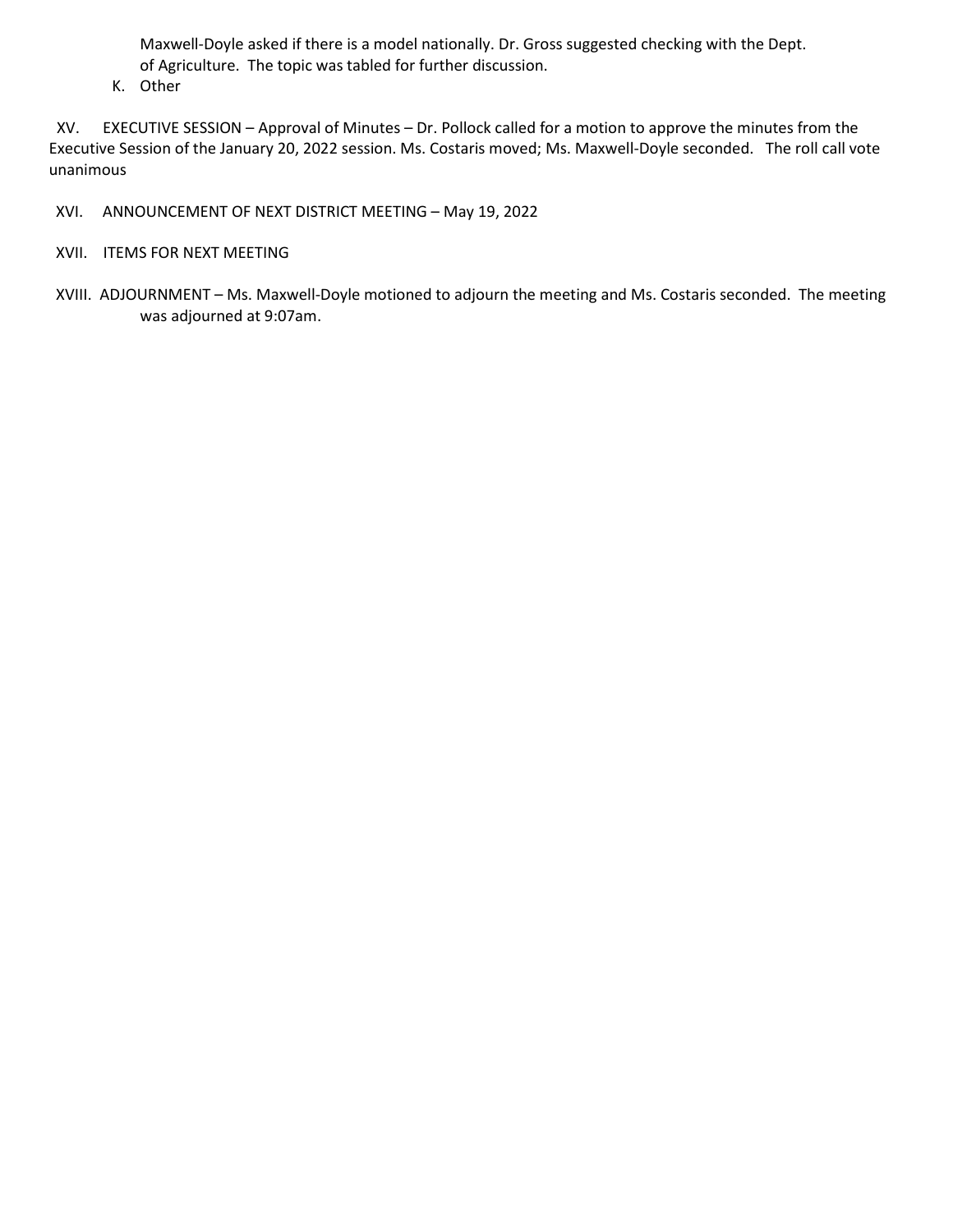Maxwell-Doyle asked if there is a model nationally. Dr. Gross suggested checking with the Dept. of Agriculture. The topic was tabled for further discussion.

K. Other

XV. EXECUTIVE SESSION – Approval of Minutes – Dr. Pollock called for a motion to approve the minutes from the Executive Session of the January 20, 2022 session. Ms. Costaris moved; Ms. Maxwell-Doyle seconded. The roll call vote unanimous

XVI. ANNOUNCEMENT OF NEXT DISTRICT MEETING – May 19, 2022

XVII. ITEMS FOR NEXT MEETING

XVIII. ADJOURNMENT – Ms. Maxwell-Doyle motioned to adjourn the meeting and Ms. Costaris seconded. The meeting was adjourned at 9:07am.